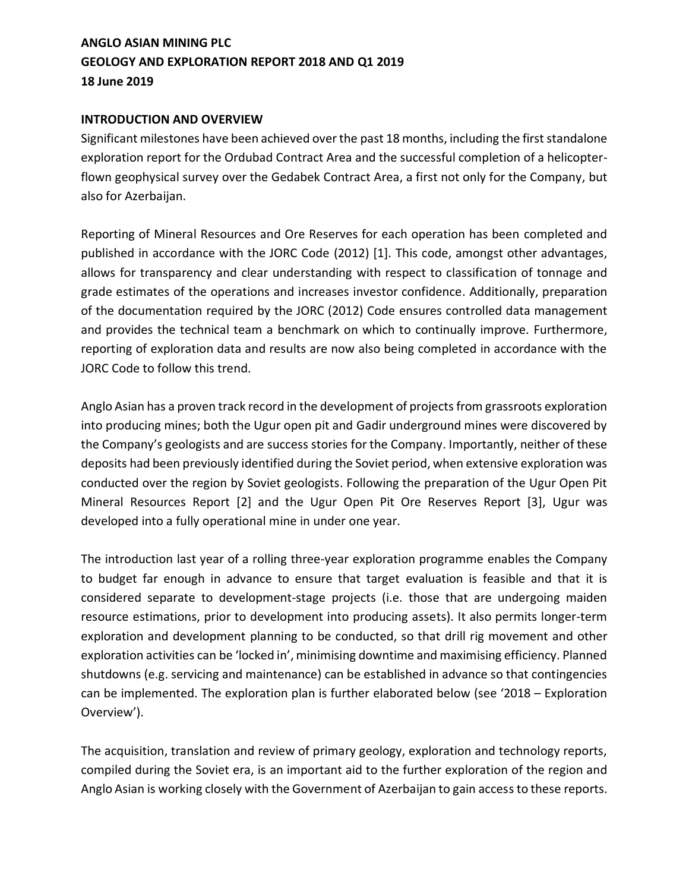**ANGLO ASIAN MINING PLC**
**GEOLOGY AND EXPLORATION REPORT 2018 AND Q1 2019**
**18 June 2019**

## INTRODUCTION AND OVERVIEW

Significant milestones have been achieved over the past 18 months, including the first standalone exploration report for the Ordubad Contract Area and the successful completion of a helicopter-flown geophysical survey over the Gedabek Contract Area, a first not only for the Company, but also for Azerbaijan.

Reporting of Mineral Resources and Ore Reserves for each operation has been completed and published in accordance with the JORC Code (2012) [1]. This code, amongst other advantages, allows for transparency and clear understanding with respect to classification of tonnage and grade estimates of the operations and increases investor confidence. Additionally, preparation of the documentation required by the JORC (2012) Code ensures controlled data management and provides the technical team a benchmark on which to continually improve. Furthermore, reporting of exploration data and results are now also being completed in accordance with the JORC Code to follow this trend.

Anglo Asian has a proven track record in the development of projects from grassroots exploration into producing mines; both the Ugur open pit and Gadir underground mines were discovered by the Company's geologists and are success stories for the Company. Importantly, neither of these deposits had been previously identified during the Soviet period, when extensive exploration was conducted over the region by Soviet geologists. Following the preparation of the Ugur Open Pit Mineral Resources Report [2] and the Ugur Open Pit Ore Reserves Report [3], Ugur was developed into a fully operational mine in under one year.

The introduction last year of a rolling three-year exploration programme enables the Company to budget far enough in advance to ensure that target evaluation is feasible and that it is considered separate to development-stage projects (i.e. those that are undergoing maiden resource estimations, prior to development into producing assets). It also permits longer-term exploration and development planning to be conducted, so that drill rig movement and other exploration activities can be 'locked in', minimising downtime and maximising efficiency. Planned shutdowns (e.g. servicing and maintenance) can be established in advance so that contingencies can be implemented. The exploration plan is further elaborated below (see '2018 – Exploration Overview').

The acquisition, translation and review of primary geology, exploration and technology reports, compiled during the Soviet era, is an important aid to the further exploration of the region and Anglo Asian is working closely with the Government of Azerbaijan to gain access to these reports.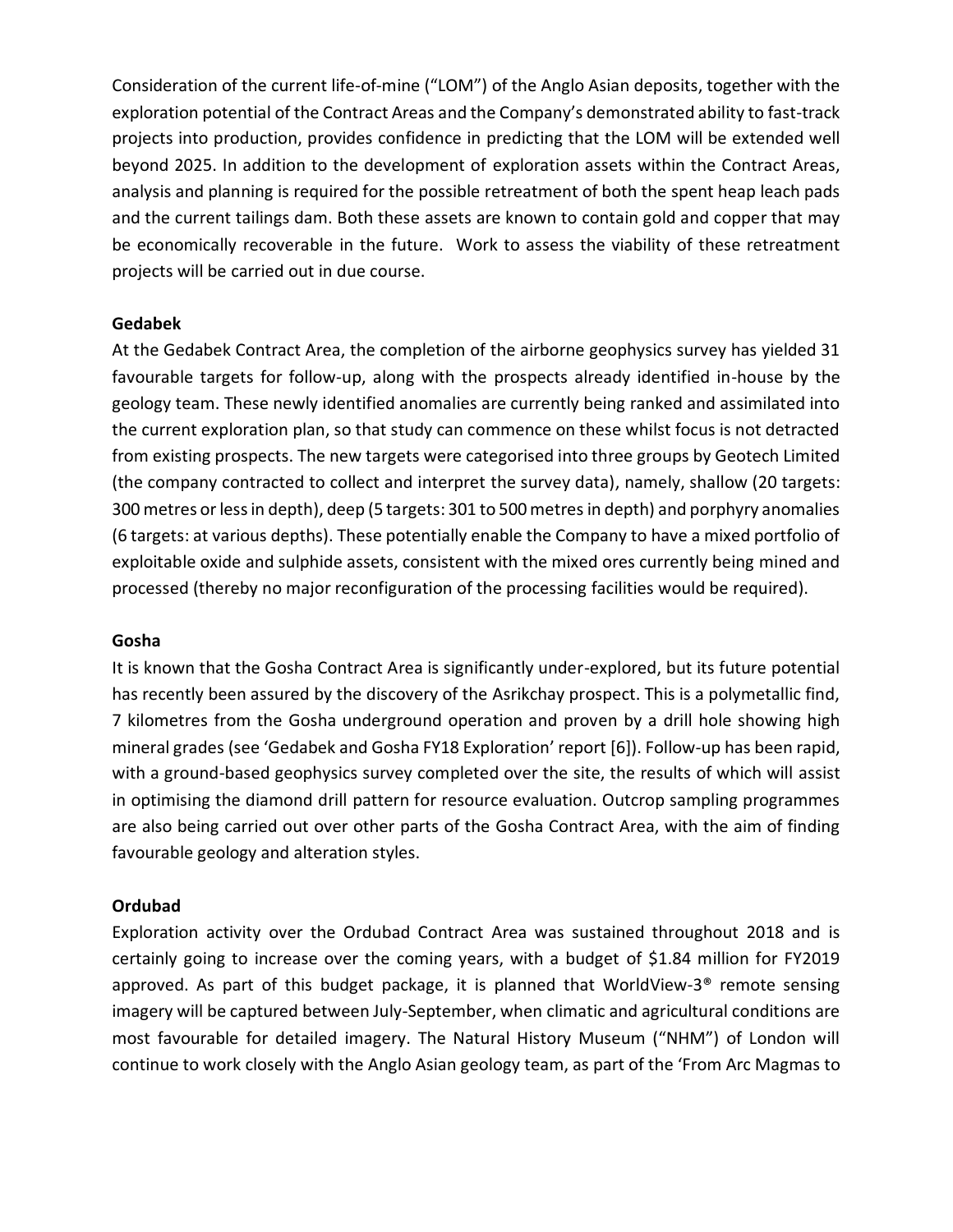Consideration of the current life-of-mine ("LOM") of the Anglo Asian deposits, together with the exploration potential of the Contract Areas and the Company's demonstrated ability to fast-track projects into production, provides confidence in predicting that the LOM will be extended well beyond 2025. In addition to the development of exploration assets within the Contract Areas, analysis and planning is required for the possible retreatment of both the spent heap leach pads and the current tailings dam. Both these assets are known to contain gold and copper that may be economically recoverable in the future. Work to assess the viability of these retreatment projects will be carried out in due course.

**Gedabek**

At the Gedabek Contract Area, the completion of the airborne geophysics survey has yielded 31 favourable targets for follow-up, along with the prospects already identified in-house by the geology team. These newly identified anomalies are currently being ranked and assimilated into the current exploration plan, so that study can commence on these whilst focus is not detracted from existing prospects. The new targets were categorised into three groups by Geotech Limited (the company contracted to collect and interpret the survey data), namely, shallow (20 targets: 300 metres or less in depth), deep (5 targets: 301 to 500 metres in depth) and porphyry anomalies (6 targets: at various depths). These potentially enable the Company to have a mixed portfolio of exploitable oxide and sulphide assets, consistent with the mixed ores currently being mined and processed (thereby no major reconfiguration of the processing facilities would be required).

**Gosha**

It is known that the Gosha Contract Area is significantly under-explored, but its future potential has recently been assured by the discovery of the Asrikchay prospect. This is a polymetallic find, 7 kilometres from the Gosha underground operation and proven by a drill hole showing high mineral grades (see 'Gedabek and Gosha FY18 Exploration' report [6]). Follow-up has been rapid, with a ground-based geophysics survey completed over the site, the results of which will assist in optimising the diamond drill pattern for resource evaluation. Outcrop sampling programmes are also being carried out over other parts of the Gosha Contract Area, with the aim of finding favourable geology and alteration styles.

**Ordubad**

Exploration activity over the Ordubad Contract Area was sustained throughout 2018 and is certainly going to increase over the coming years, with a budget of $1.84 million for FY2019 approved. As part of this budget package, it is planned that WorldView-3® remote sensing imagery will be captured between July-September, when climatic and agricultural conditions are most favourable for detailed imagery. The Natural History Museum ("NHM") of London will continue to work closely with the Anglo Asian geology team, as part of the 'From Arc Magmas to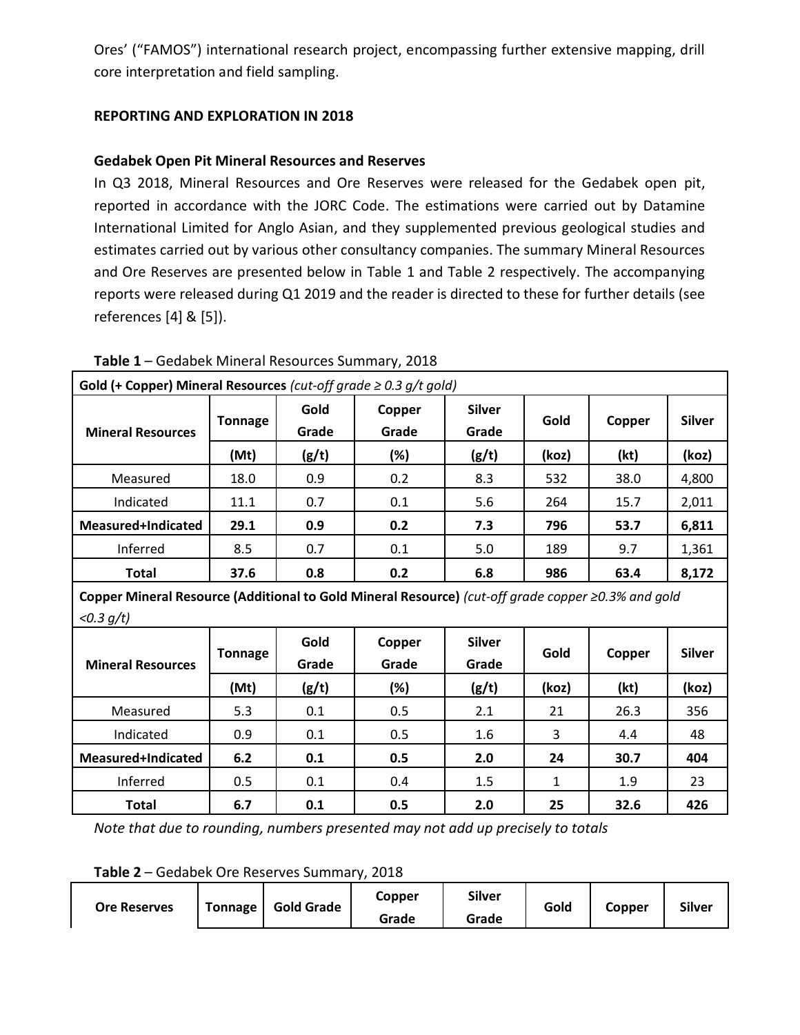Ores' ("FAMOS") international research project, encompassing further extensive mapping, drill core interpretation and field sampling.

**REPORTING AND EXPLORATION IN 2018**

**Gedabek Open Pit Mineral Resources and Reserves**

In Q3 2018, Mineral Resources and Ore Reserves were released for the Gedabek open pit, reported in accordance with the JORC Code. The estimations were carried out by Datamine International Limited for Anglo Asian, and they supplemented previous geological studies and estimates carried out by various other consultancy companies. The summary Mineral Resources and Ore Reserves are presented below in Table 1 and Table 2 respectively. The accompanying reports were released during Q1 2019 and the reader is directed to these for further details (see references [4] & [5]).

**Table 1** – Gedabek Mineral Resources Summary, 2018

| **Gold (+ Copper) Mineral Resources** *(cut-off grade ≥ 0.3 g/t gold)* | | | | | | | |
|---|---|---|---|---|---|---|---|
| **Mineral Resources** | **Tonnage** | **Gold Grade** | **Copper Grade** | **Silver Grade** | **Gold** | **Copper** | **Silver** |
| | **(Mt)** | **(g/t)** | **(%)** | **(g/t)** | **(koz)** | **(kt)** | **(koz)** |
| Measured | 18.0 | 0.9 | 0.2 | 8.3 | 532 | 38.0 | 4,800 |
| Indicated | 11.1 | 0.7 | 0.1 | 5.6 | 264 | 15.7 | 2,011 |
| **Measured+Indicated** | **29.1** | **0.9** | **0.2** | **7.3** | **796** | **53.7** | **6,811** |
| Inferred | 8.5 | 0.7 | 0.1 | 5.0 | 189 | 9.7 | 1,361 |
| **Total** | **37.6** | **0.8** | **0.2** | **6.8** | **986** | **63.4** | **8,172** |
| **Copper Mineral Resource (Additional to Gold Mineral Resource)** *(cut-off grade copper ≥0.3% and gold <0.3 g/t)* | | | | | | | |
| **Mineral Resources** | **Tonnage** | **Gold Grade** | **Copper Grade** | **Silver Grade** | **Gold** | **Copper** | **Silver** |
| | **(Mt)** | **(g/t)** | **(%)** | **(g/t)** | **(koz)** | **(kt)** | **(koz)** |
| Measured | 5.3 | 0.1 | 0.5 | 2.1 | 21 | 26.3 | 356 |
| Indicated | 0.9 | 0.1 | 0.5 | 1.6 | 3 | 4.4 | 48 |
| **Measured+Indicated** | **6.2** | **0.1** | **0.5** | **2.0** | **24** | **30.7** | **404** |
| Inferred | 0.5 | 0.1 | 0.4 | 1.5 | 1 | 1.9 | 23 |
| **Total** | **6.7** | **0.1** | **0.5** | **2.0** | **25** | **32.6** | **426** |

*Note that due to rounding, numbers presented may not add up precisely to totals*

**Table 2** – Gedabek Ore Reserves Summary, 2018

| **Ore Reserves** | **Tonnage** | **Gold Grade** | **Copper Grade** | **Silver Grade** | **Gold** | **Copper** | **Silver** |
|---|---|---|---|---|---|---|---|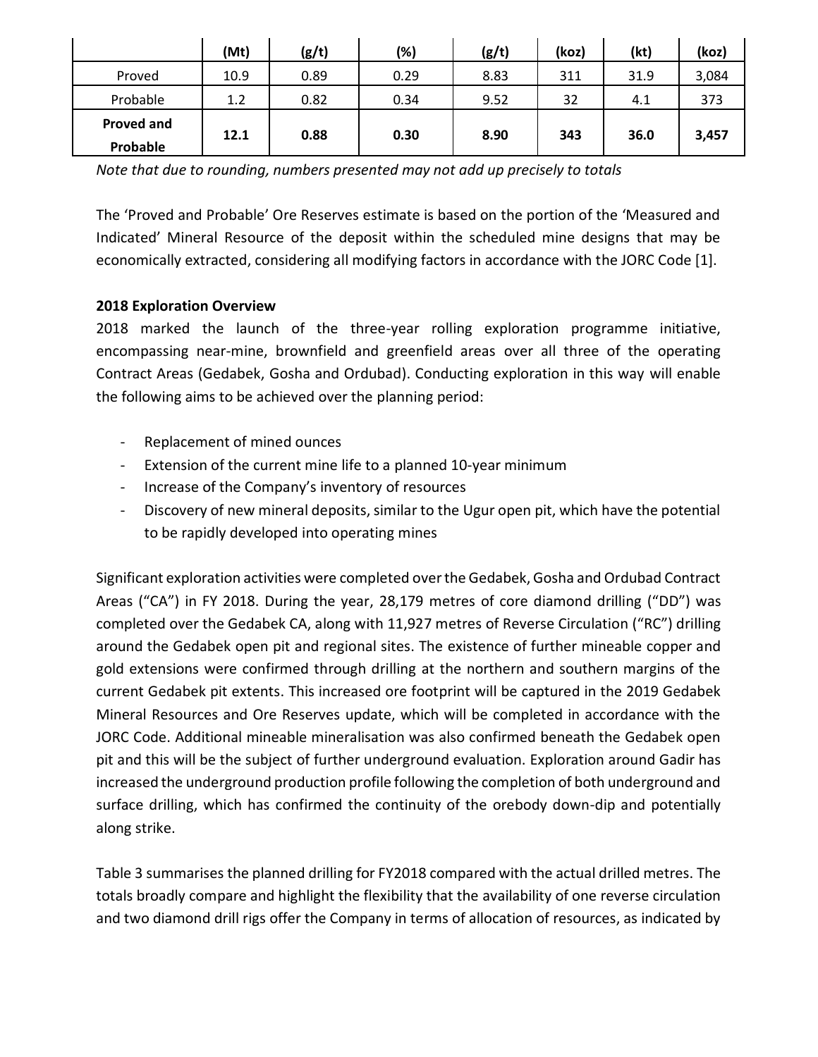| | (Mt) | (g/t) | (%) | (g/t) | (koz) | (kt) | (koz) |
|---|---|---|---|---|---|---|---|
| Proved | 10.9 | 0.89 | 0.29 | 8.83 | 311 | 31.9 | 3,084 |
| Probable | 1.2 | 0.82 | 0.34 | 9.52 | 32 | 4.1 | 373 |
| **Proved and Probable** | **12.1** | **0.88** | **0.30** | **8.90** | **343** | **36.0** | **3,457** |

*Note that due to rounding, numbers presented may not add up precisely to totals*

The 'Proved and Probable' Ore Reserves estimate is based on the portion of the 'Measured and Indicated' Mineral Resource of the deposit within the scheduled mine designs that may be economically extracted, considering all modifying factors in accordance with the JORC Code [1].

**2018 Exploration Overview**

2018 marked the launch of the three-year rolling exploration programme initiative, encompassing near-mine, brownfield and greenfield areas over all three of the operating Contract Areas (Gedabek, Gosha and Ordubad). Conducting exploration in this way will enable the following aims to be achieved over the planning period:

- Replacement of mined ounces
- Extension of the current mine life to a planned 10-year minimum
- Increase of the Company's inventory of resources
- Discovery of new mineral deposits, similar to the Ugur open pit, which have the potential to be rapidly developed into operating mines

Significant exploration activities were completed over the Gedabek, Gosha and Ordubad Contract Areas ("CA") in FY 2018. During the year, 28,179 metres of core diamond drilling ("DD") was completed over the Gedabek CA, along with 11,927 metres of Reverse Circulation ("RC") drilling around the Gedabek open pit and regional sites. The existence of further mineable copper and gold extensions were confirmed through drilling at the northern and southern margins of the current Gedabek pit extents. This increased ore footprint will be captured in the 2019 Gedabek Mineral Resources and Ore Reserves update, which will be completed in accordance with the JORC Code. Additional mineable mineralisation was also confirmed beneath the Gedabek open pit and this will be the subject of further underground evaluation. Exploration around Gadir has increased the underground production profile following the completion of both underground and surface drilling, which has confirmed the continuity of the orebody down-dip and potentially along strike.

Table 3 summarises the planned drilling for FY2018 compared with the actual drilled metres. The totals broadly compare and highlight the flexibility that the availability of one reverse circulation and two diamond drill rigs offer the Company in terms of allocation of resources, as indicated by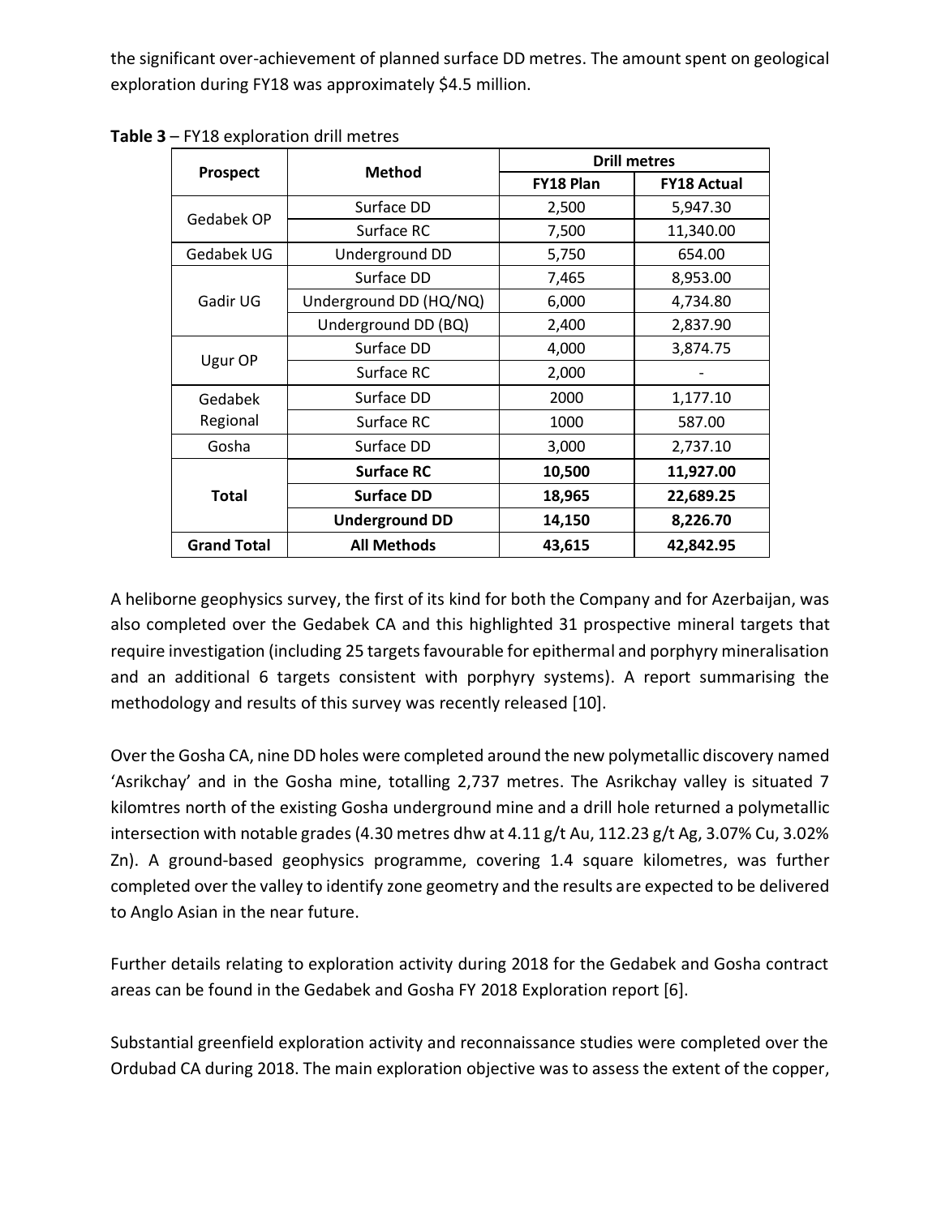the significant over-achievement of planned surface DD metres. The amount spent on geological exploration during FY18 was approximately $4.5 million.

**Table 3** – FY18 exploration drill metres

| Prospect | Method | Drill metres | |
|---|---|---|---|
| | | FY18 Plan | FY18 Actual |
| Gedabek OP | Surface DD | 2,500 | 5,947.30 |
| | Surface RC | 7,500 | 11,340.00 |
| Gedabek UG | Underground DD | 5,750 | 654.00 |
| Gadir UG | Surface DD | 7,465 | 8,953.00 |
| | Underground DD (HQ/NQ) | 6,000 | 4,734.80 |
| | Underground DD (BQ) | 2,400 | 2,837.90 |
| Ugur OP | Surface DD | 4,000 | 3,874.75 |
| | Surface RC | 2,000 | - |
| Gedabek Regional | Surface DD | 2000 | 1,177.10 |
| | Surface RC | 1000 | 587.00 |
| Gosha | Surface DD | 3,000 | 2,737.10 |
| **Total** | **Surface RC** | **10,500** | **11,927.00** |
| | **Surface DD** | **18,965** | **22,689.25** |
| | **Underground DD** | **14,150** | **8,226.70** |
| **Grand Total** | **All Methods** | **43,615** | **42,842.95** |

A heliborne geophysics survey, the first of its kind for both the Company and for Azerbaijan, was also completed over the Gedabek CA and this highlighted 31 prospective mineral targets that require investigation (including 25 targets favourable for epithermal and porphyry mineralisation and an additional 6 targets consistent with porphyry systems). A report summarising the methodology and results of this survey was recently released [10].

Over the Gosha CA, nine DD holes were completed around the new polymetallic discovery named 'Asrikchay' and in the Gosha mine, totalling 2,737 metres. The Asrikchay valley is situated 7 kilomtres north of the existing Gosha underground mine and a drill hole returned a polymetallic intersection with notable grades (4.30 metres dhw at 4.11 g/t Au, 112.23 g/t Ag, 3.07% Cu, 3.02% Zn). A ground-based geophysics programme, covering 1.4 square kilometres, was further completed over the valley to identify zone geometry and the results are expected to be delivered to Anglo Asian in the near future.

Further details relating to exploration activity during 2018 for the Gedabek and Gosha contract areas can be found in the Gedabek and Gosha FY 2018 Exploration report [6].

Substantial greenfield exploration activity and reconnaissance studies were completed over the Ordubad CA during 2018. The main exploration objective was to assess the extent of the copper,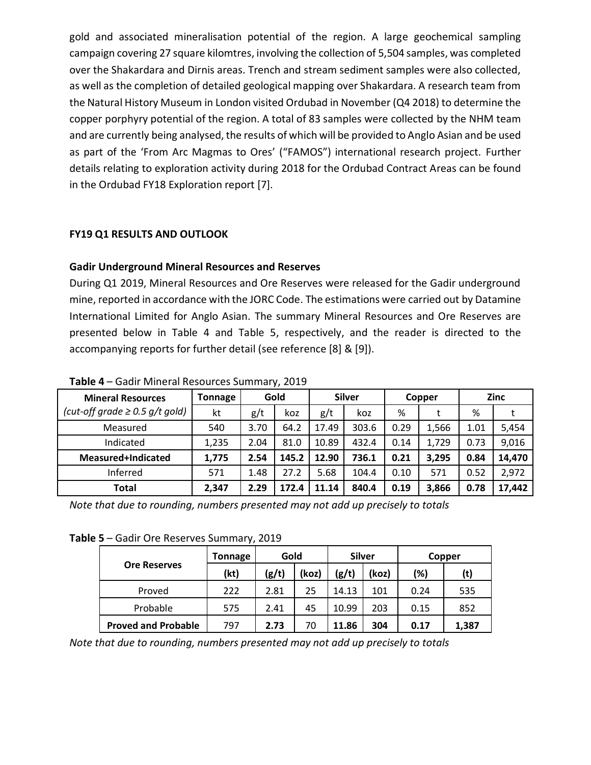gold and associated mineralisation potential of the region. A large geochemical sampling campaign covering 27 square kilomtres, involving the collection of 5,504 samples, was completed over the Shakardara and Dirnis areas. Trench and stream sediment samples were also collected, as well as the completion of detailed geological mapping over Shakardara. A research team from the Natural History Museum in London visited Ordubad in November (Q4 2018) to determine the copper porphyry potential of the region. A total of 83 samples were collected by the NHM team and are currently being analysed, the results of which will be provided to Anglo Asian and be used as part of the 'From Arc Magmas to Ores' ("FAMOS") international research project. Further details relating to exploration activity during 2018 for the Ordubad Contract Areas can be found in the Ordubad FY18 Exploration report [7].

## FY19 Q1 RESULTS AND OUTLOOK

### Gadir Underground Mineral Resources and Reserves

During Q1 2019, Mineral Resources and Ore Reserves were released for the Gadir underground mine, reported in accordance with the JORC Code. The estimations were carried out by Datamine International Limited for Anglo Asian. The summary Mineral Resources and Ore Reserves are presented below in Table 4 and Table 5, respectively, and the reader is directed to the accompanying reports for further detail (see reference [8] & [9]).

**Table 4** – Gadir Mineral Resources Summary, 2019

| **Mineral Resources** | **Tonnage** | **Gold** | | **Silver** | | **Copper** | | **Zinc** | |
|---|---|---|---|---|---|---|---|---|---|
| *(cut-off grade ≥ 0.5 g/t gold)* | kt | g/t | koz | g/t | koz | % | t | % | t |
| Measured | 540 | 3.70 | 64.2 | 17.49 | 303.6 | 0.29 | 1,566 | 1.01 | 5,454 |
| Indicated | 1,235 | 2.04 | 81.0 | 10.89 | 432.4 | 0.14 | 1,729 | 0.73 | 9,016 |
| **Measured+Indicated** | **1,775** | **2.54** | **145.2** | **12.90** | **736.1** | **0.21** | **3,295** | **0.84** | **14,470** |
| Inferred | 571 | 1.48 | 27.2 | 5.68 | 104.4 | 0.10 | 571 | 0.52 | 2,972 |
| **Total** | **2,347** | **2.29** | **172.4** | **11.14** | **840.4** | **0.19** | **3,866** | **0.78** | **17,442** |

*Note that due to rounding, numbers presented may not add up precisely to totals*

**Table 5** – Gadir Ore Reserves Summary, 2019

| **Ore Reserves** | **Tonnage** | **Gold** | | **Silver** | | **Copper** | |
|---|---|---|---|---|---|---|---|
| | **(kt)** | **(g/t)** | **(koz)** | **(g/t)** | **(koz)** | **(%)** | **(t)** |
| Proved | 222 | 2.81 | 25 | 14.13 | 101 | 0.24 | 535 |
| Probable | 575 | 2.41 | 45 | 10.99 | 203 | 0.15 | 852 |
| **Proved and Probable** | 797 | **2.73** | 70 | **11.86** | **304** | **0.17** | **1,387** |

*Note that due to rounding, numbers presented may not add up precisely to totals*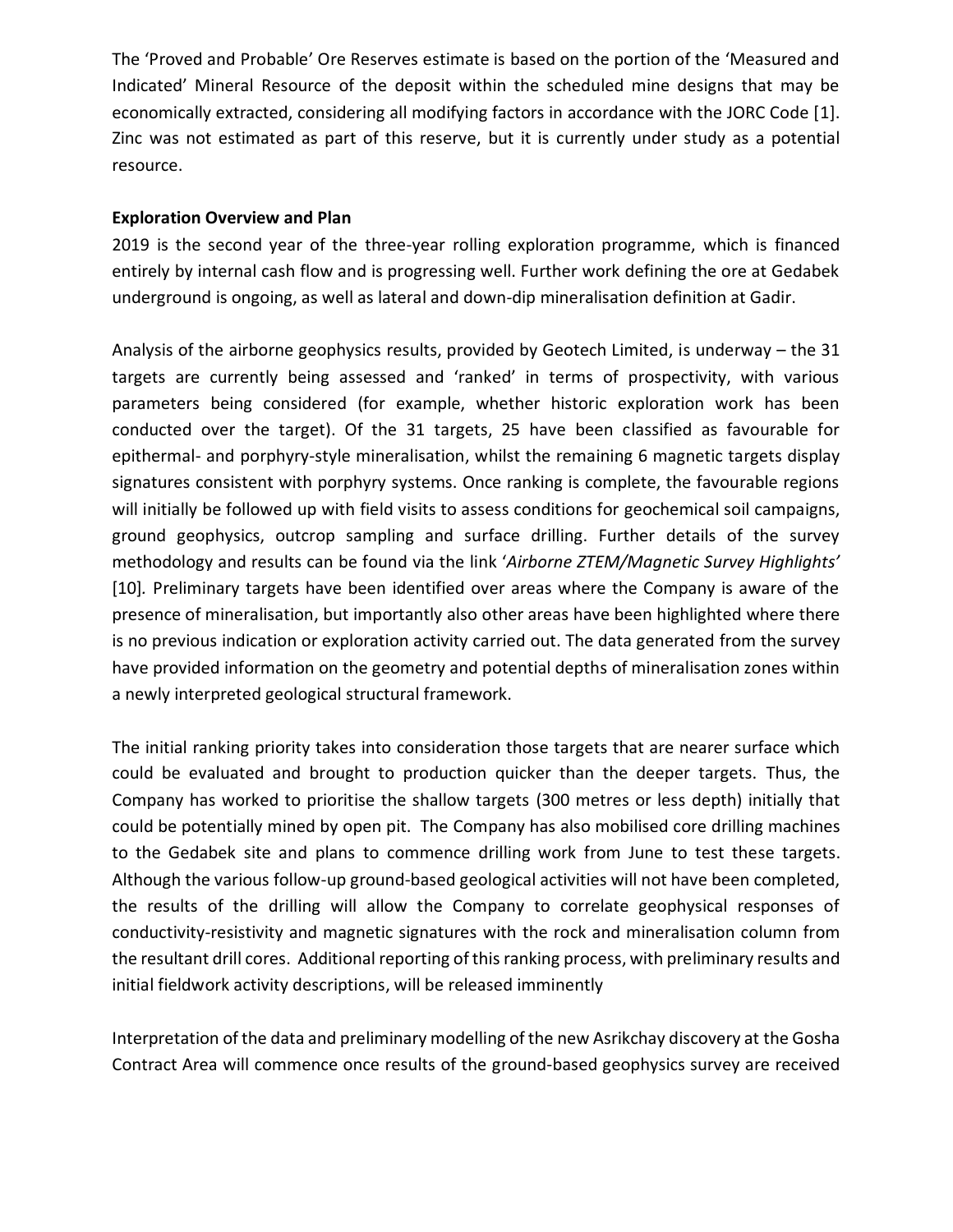The 'Proved and Probable' Ore Reserves estimate is based on the portion of the 'Measured and Indicated' Mineral Resource of the deposit within the scheduled mine designs that may be economically extracted, considering all modifying factors in accordance with the JORC Code [1]. Zinc was not estimated as part of this reserve, but it is currently under study as a potential resource.

**Exploration Overview and Plan**

2019 is the second year of the three-year rolling exploration programme, which is financed entirely by internal cash flow and is progressing well. Further work defining the ore at Gedabek underground is ongoing, as well as lateral and down-dip mineralisation definition at Gadir.

Analysis of the airborne geophysics results, provided by Geotech Limited, is underway – the 31 targets are currently being assessed and 'ranked' in terms of prospectivity, with various parameters being considered (for example, whether historic exploration work has been conducted over the target). Of the 31 targets, 25 have been classified as favourable for epithermal- and porphyry-style mineralisation, whilst the remaining 6 magnetic targets display signatures consistent with porphyry systems. Once ranking is complete, the favourable regions will initially be followed up with field visits to assess conditions for geochemical soil campaigns, ground geophysics, outcrop sampling and surface drilling. Further details of the survey methodology and results can be found via the link '*Airborne ZTEM/Magnetic Survey Highlights'* [10]. Preliminary targets have been identified over areas where the Company is aware of the presence of mineralisation, but importantly also other areas have been highlighted where there is no previous indication or exploration activity carried out. The data generated from the survey have provided information on the geometry and potential depths of mineralisation zones within a newly interpreted geological structural framework.

The initial ranking priority takes into consideration those targets that are nearer surface which could be evaluated and brought to production quicker than the deeper targets. Thus, the Company has worked to prioritise the shallow targets (300 metres or less depth) initially that could be potentially mined by open pit. The Company has also mobilised core drilling machines to the Gedabek site and plans to commence drilling work from June to test these targets. Although the various follow-up ground-based geological activities will not have been completed, the results of the drilling will allow the Company to correlate geophysical responses of conductivity-resistivity and magnetic signatures with the rock and mineralisation column from the resultant drill cores. Additional reporting of this ranking process, with preliminary results and initial fieldwork activity descriptions, will be released imminently

Interpretation of the data and preliminary modelling of the new Asrikchay discovery at the Gosha Contract Area will commence once results of the ground-based geophysics survey are received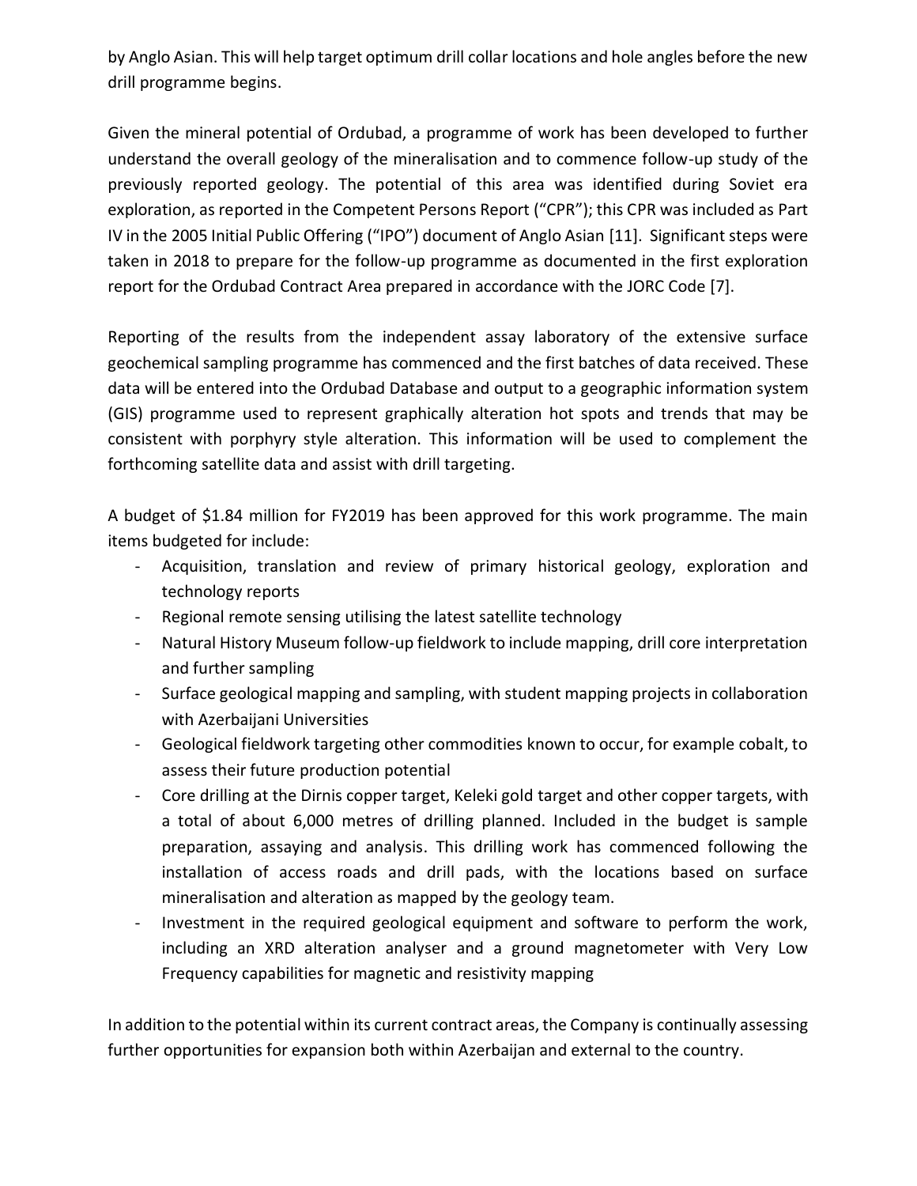by Anglo Asian. This will help target optimum drill collar locations and hole angles before the new drill programme begins.

Given the mineral potential of Ordubad, a programme of work has been developed to further understand the overall geology of the mineralisation and to commence follow-up study of the previously reported geology. The potential of this area was identified during Soviet era exploration, as reported in the Competent Persons Report ("CPR"); this CPR was included as Part IV in the 2005 Initial Public Offering ("IPO") document of Anglo Asian [11]. Significant steps were taken in 2018 to prepare for the follow-up programme as documented in the first exploration report for the Ordubad Contract Area prepared in accordance with the JORC Code [7].

Reporting of the results from the independent assay laboratory of the extensive surface geochemical sampling programme has commenced and the first batches of data received. These data will be entered into the Ordubad Database and output to a geographic information system (GIS) programme used to represent graphically alteration hot spots and trends that may be consistent with porphyry style alteration. This information will be used to complement the forthcoming satellite data and assist with drill targeting.

A budget of $1.84 million for FY2019 has been approved for this work programme. The main items budgeted for include:

- Acquisition, translation and review of primary historical geology, exploration and technology reports
- Regional remote sensing utilising the latest satellite technology
- Natural History Museum follow-up fieldwork to include mapping, drill core interpretation and further sampling
- Surface geological mapping and sampling, with student mapping projects in collaboration with Azerbaijani Universities
- Geological fieldwork targeting other commodities known to occur, for example cobalt, to assess their future production potential
- Core drilling at the Dirnis copper target, Keleki gold target and other copper targets, with a total of about 6,000 metres of drilling planned. Included in the budget is sample preparation, assaying and analysis. This drilling work has commenced following the installation of access roads and drill pads, with the locations based on surface mineralisation and alteration as mapped by the geology team.
- Investment in the required geological equipment and software to perform the work, including an XRD alteration analyser and a ground magnetometer with Very Low Frequency capabilities for magnetic and resistivity mapping

In addition to the potential within its current contract areas, the Company is continually assessing further opportunities for expansion both within Azerbaijan and external to the country.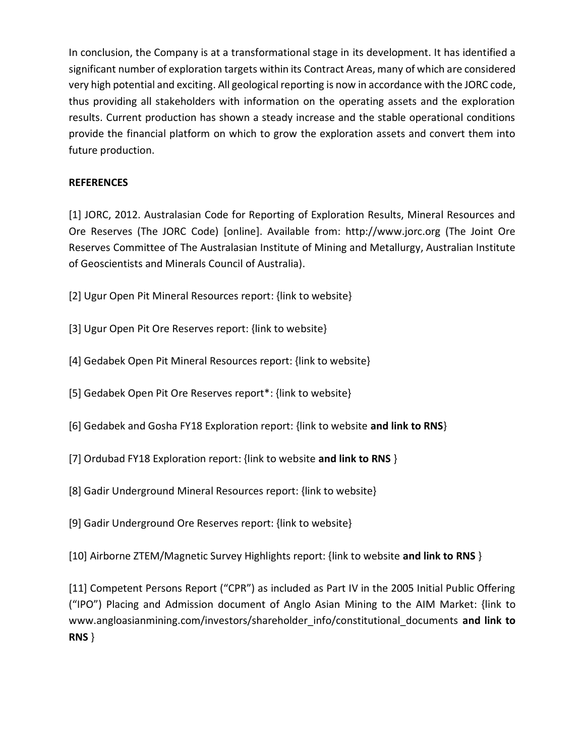In conclusion, the Company is at a transformational stage in its development. It has identified a significant number of exploration targets within its Contract Areas, many of which are considered very high potential and exciting. All geological reporting is now in accordance with the JORC code, thus providing all stakeholders with information on the operating assets and the exploration results. Current production has shown a steady increase and the stable operational conditions provide the financial platform on which to grow the exploration assets and convert them into future production.

**REFERENCES**

[1] JORC, 2012. Australasian Code for Reporting of Exploration Results, Mineral Resources and Ore Reserves (The JORC Code) [online]. Available from: http://www.jorc.org (The Joint Ore Reserves Committee of The Australasian Institute of Mining and Metallurgy, Australian Institute of Geoscientists and Minerals Council of Australia).

[2] Ugur Open Pit Mineral Resources report: {link to website}

[3] Ugur Open Pit Ore Reserves report: {link to website}

[4] Gedabek Open Pit Mineral Resources report: {link to website}

[5] Gedabek Open Pit Ore Reserves report*: {link to website}

[6] Gedabek and Gosha FY18 Exploration report: {link to website **and link to RNS**}

[7] Ordubad FY18 Exploration report: {link to website **and link to RNS** }

[8] Gadir Underground Mineral Resources report: {link to website}

[9] Gadir Underground Ore Reserves report: {link to website}

[10] Airborne ZTEM/Magnetic Survey Highlights report: {link to website **and link to RNS** }

[11] Competent Persons Report ("CPR") as included as Part IV in the 2005 Initial Public Offering ("IPO") Placing and Admission document of Anglo Asian Mining to the AIM Market: {link to www.angloasianmining.com/investors/shareholder_info/constitutional_documents **and link to RNS** }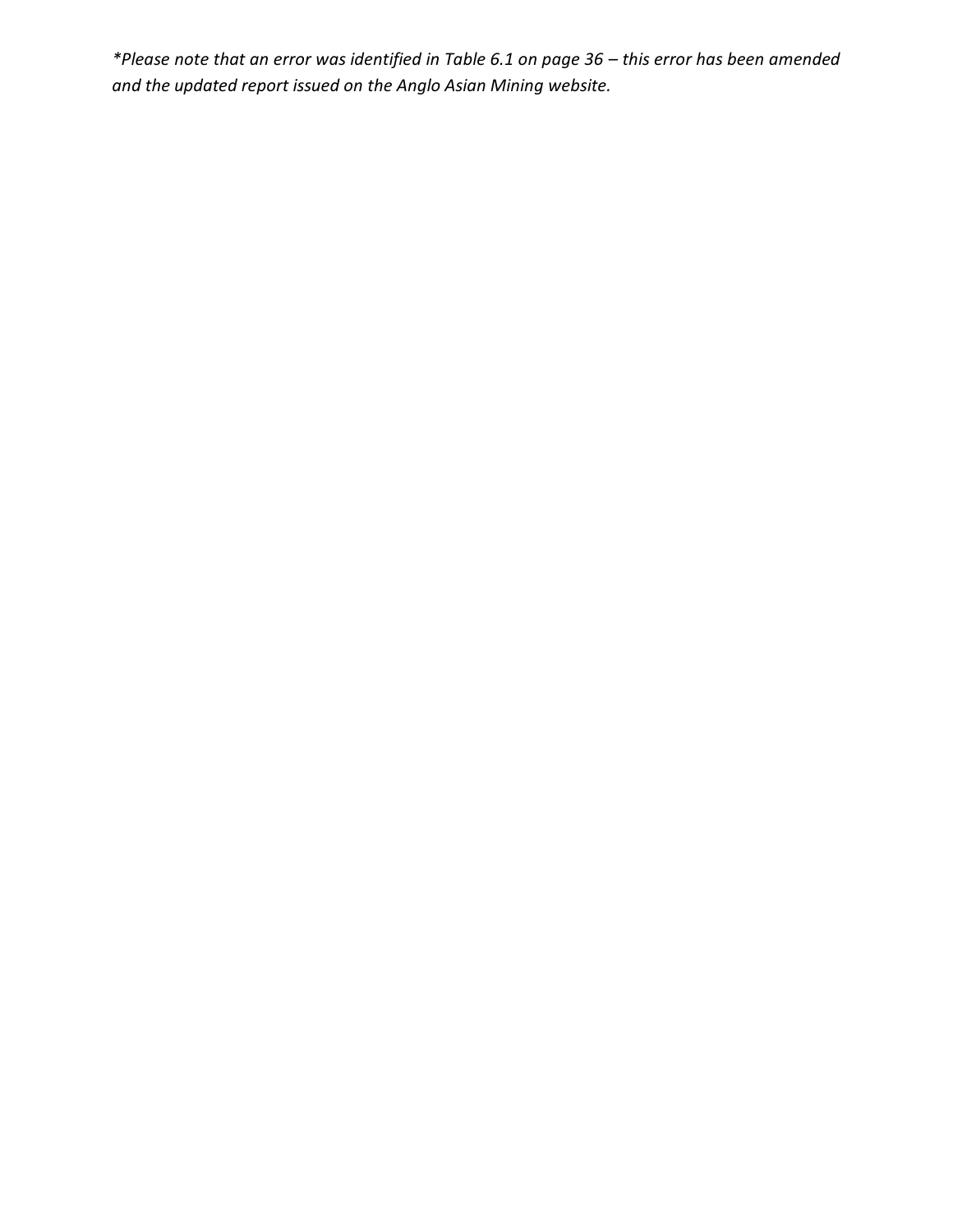*\*Please note that an error was identified in Table 6.1 on page 36 – this error has been amended and the updated report issued on the Anglo Asian Mining website.*